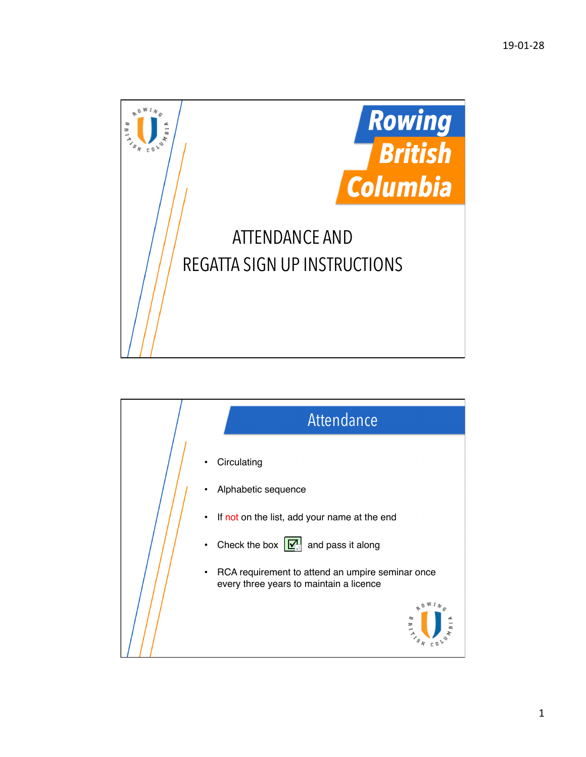Rowing British Columbia

# ATTENDANCE AND REGATTA SIGN UP INSTRUCTIONS

## Attendance

- Circulating
- Alphabetic sequence
- If not on the list, add your name at the end
- Check the box ☑ and pass it along
- RCA requirement to attend an umpire seminar once every three years to maintain a licence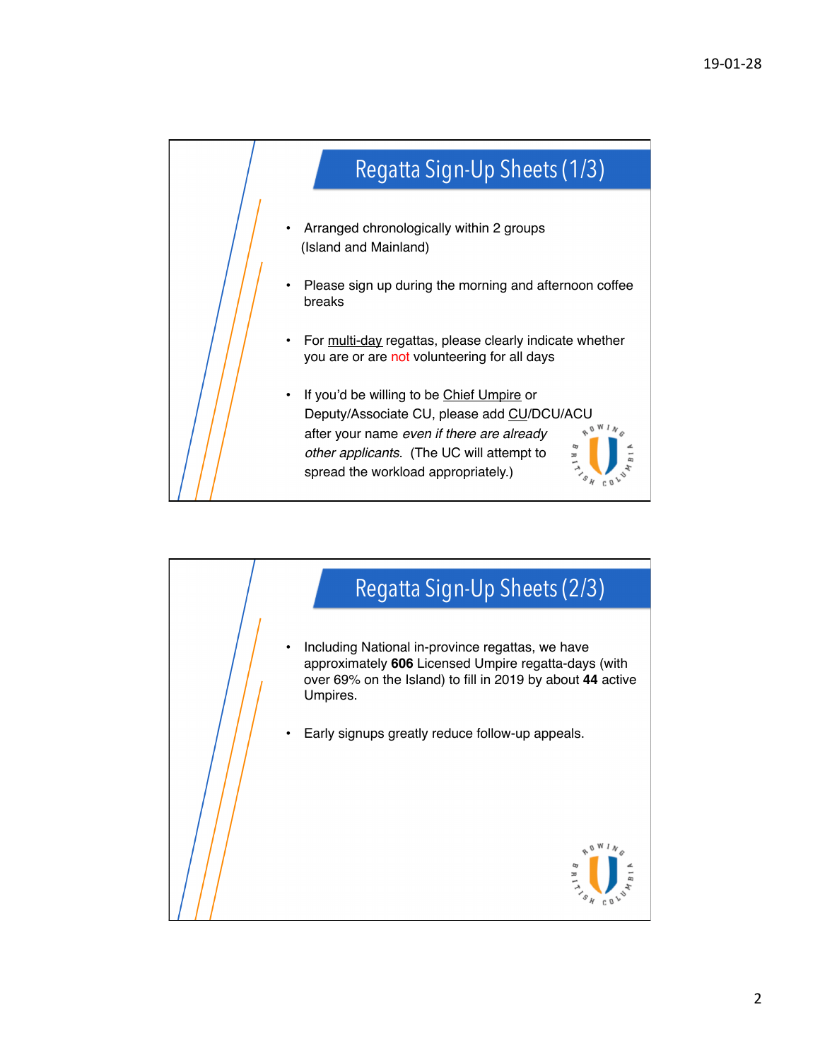## Regatta Sign-Up Sheets (1/3)

- Arranged chronologically within 2 groups (Island and Mainland)
- Please sign up during the morning and afternoon coffee breaks
- For multi-day regattas, please clearly indicate whether you are or are not volunteering for all days
- If you'd be willing to be Chief Umpire or Deputy/Associate CU, please add CU/DCU/ACU after your name *even if there are already other applicants*. (The UC will attempt to spread the workload appropriately.)

## Regatta Sign-Up Sheets (2/3)

- Including National in-province regattas, we have approximately **606** Licensed Umpire regatta-days (with over 69% on the Island) to fill in 2019 by about **44** active Umpires.
- Early signups greatly reduce follow-up appeals.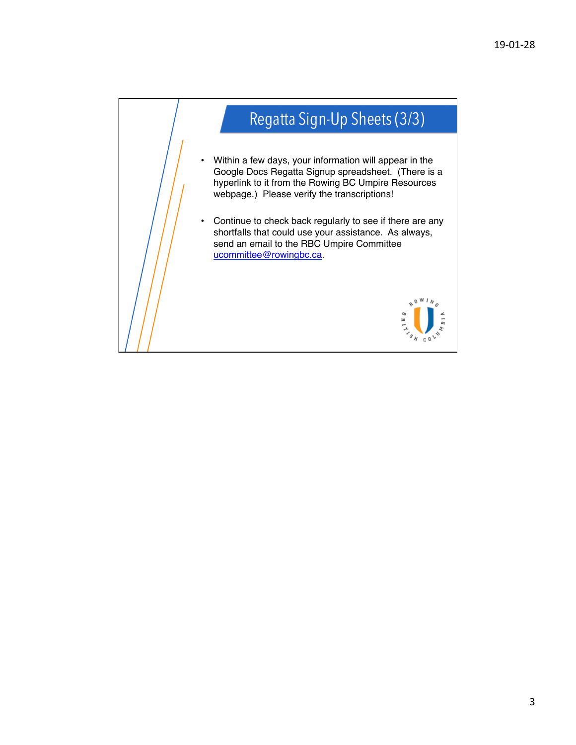# Regatta Sign-Up Sheets (3/3)

- Within a few days, your information will appear in the Google Docs Regatta Signup spreadsheet. (There is a hyperlink to it from the Rowing BC Umpire Resources webpage.) Please verify the transcriptions!

- Continue to check back regularly to see if there are any shortfalls that could use your assistance. As always, send an email to the RBC Umpire Committee ucommittee@rowingbc.ca.